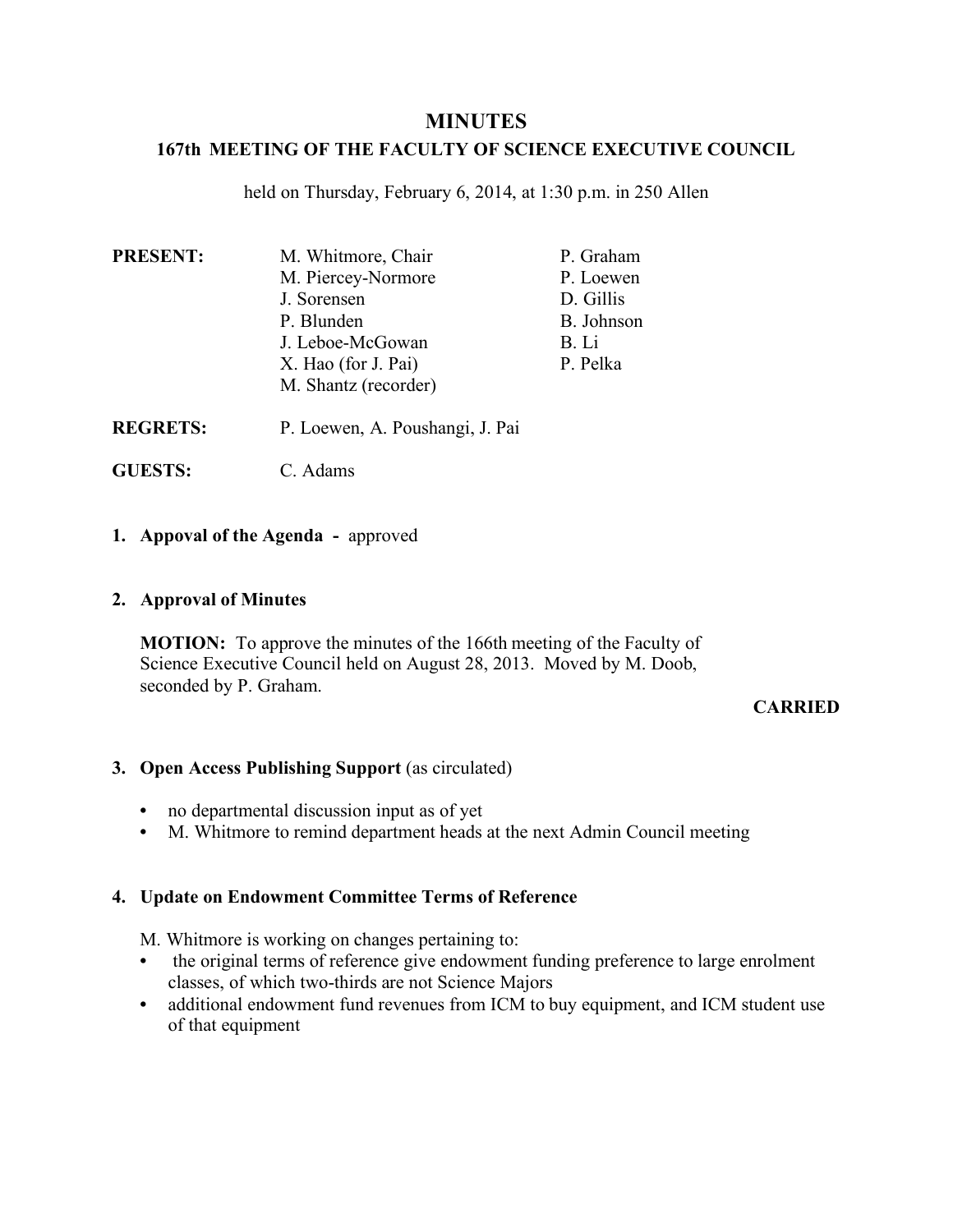# MINUTES

## 167th MEETING OF THE FACULTY OF SCIENCE EXECUTIVE COUNCIL

held on Thursday, February 6, 2014, at 1:30 p.m. in 250 Allen

**PRESENT:**

M. Whitmore, Chair
M. Piercey-Normore
J. Sorensen
P. Blunden
J. Leboe-McGowan
X. Hao (for J. Pai)
M. Shantz (recorder)
P. Graham
P. Loewen
D. Gillis
B. Johnson
B. Li
P. Pelka

**REGRETS:** P. Loewen, A. Poushangi, J. Pai

**GUESTS:** C. Adams

**1. Appoval of the Agenda -** approved

**2. Approval of Minutes**

**MOTION:** To approve the minutes of the 166th meeting of the Faculty of Science Executive Council held on August 28, 2013. Moved by M. Doob, seconded by P. Graham.

**CARRIED**

**3. Open Access Publishing Support** (as circulated)

- no departmental discussion input as of yet
- M. Whitmore to remind department heads at the next Admin Council meeting

**4. Update on Endowment Committee Terms of Reference**

M. Whitmore is working on changes pertaining to:

- the original terms of reference give endowment funding preference to large enrolment classes, of which two-thirds are not Science Majors
- additional endowment fund revenues from ICM to buy equipment, and ICM student use of that equipment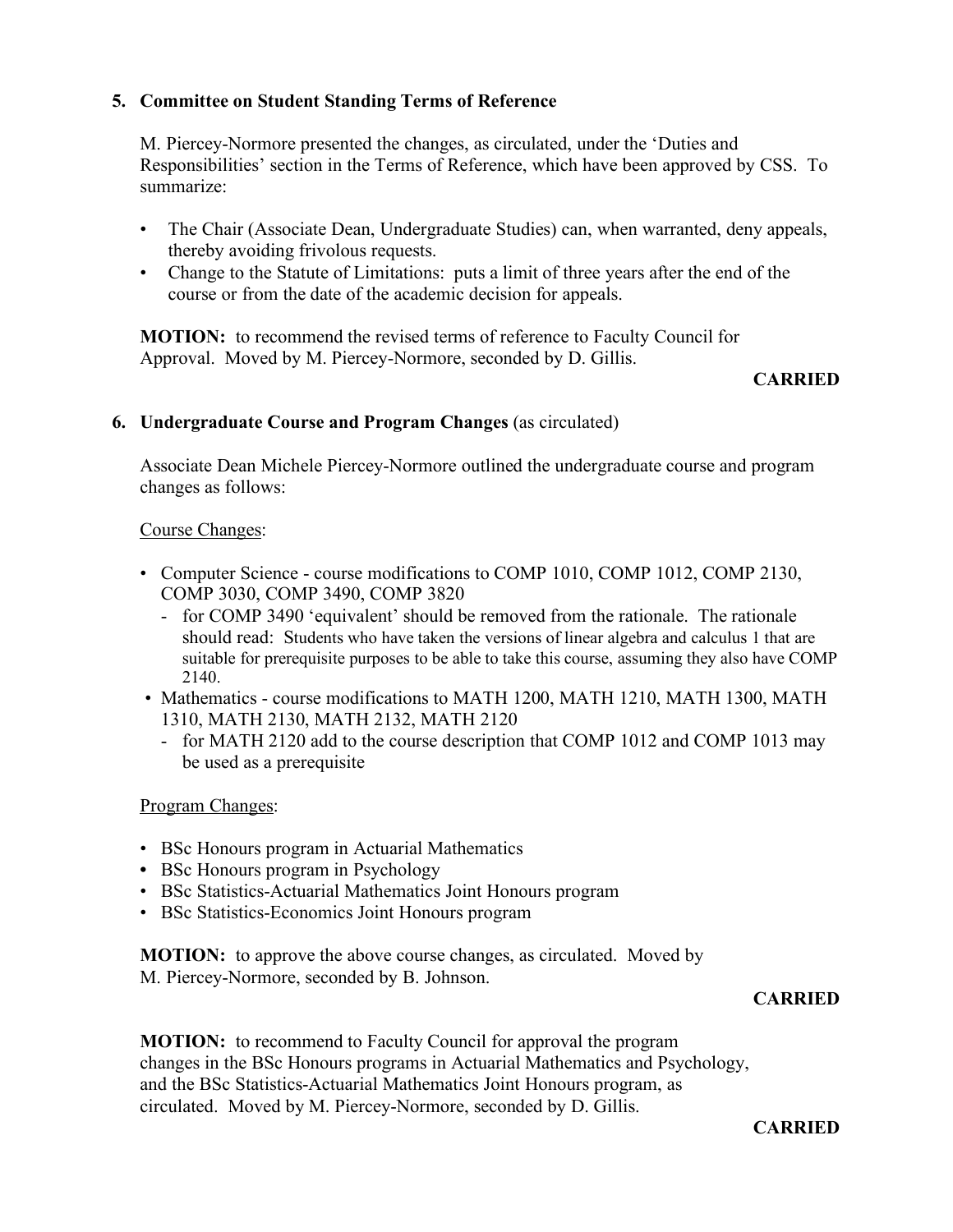## 5. Committee on Student Standing Terms of Reference

M. Piercey-Normore presented the changes, as circulated, under the 'Duties and Responsibilities' section in the Terms of Reference, which have been approved by CSS. To summarize:

- The Chair (Associate Dean, Undergraduate Studies) can, when warranted, deny appeals, thereby avoiding frivolous requests.
- Change to the Statute of Limitations: puts a limit of three years after the end of the course or from the date of the academic decision for appeals.

**MOTION:** to recommend the revised terms of reference to Faculty Council for Approval. Moved by M. Piercey-Normore, seconded by D. Gillis.

**CARRIED**

## 6. Undergraduate Course and Program Changes (as circulated)

Associate Dean Michele Piercey-Normore outlined the undergraduate course and program changes as follows:

Course Changes:

- Computer Science - course modifications to COMP 1010, COMP 1012, COMP 2130, COMP 3030, COMP 3490, COMP 3820
  - for COMP 3490 'equivalent' should be removed from the rationale. The rationale should read: Students who have taken the versions of linear algebra and calculus 1 that are suitable for prerequisite purposes to be able to take this course, assuming they also have COMP 2140.
- Mathematics - course modifications to MATH 1200, MATH 1210, MATH 1300, MATH 1310, MATH 2130, MATH 2132, MATH 2120
  - for MATH 2120 add to the course description that COMP 1012 and COMP 1013 may be used as a prerequisite

Program Changes:

- BSc Honours program in Actuarial Mathematics
- BSc Honours program in Psychology
- BSc Statistics-Actuarial Mathematics Joint Honours program
- BSc Statistics-Economics Joint Honours program

**MOTION:** to approve the above course changes, as circulated. Moved by M. Piercey-Normore, seconded by B. Johnson.

**CARRIED**

**MOTION:** to recommend to Faculty Council for approval the program changes in the BSc Honours programs in Actuarial Mathematics and Psychology, and the BSc Statistics-Actuarial Mathematics Joint Honours program, as circulated. Moved by M. Piercey-Normore, seconded by D. Gillis.

**CARRIED**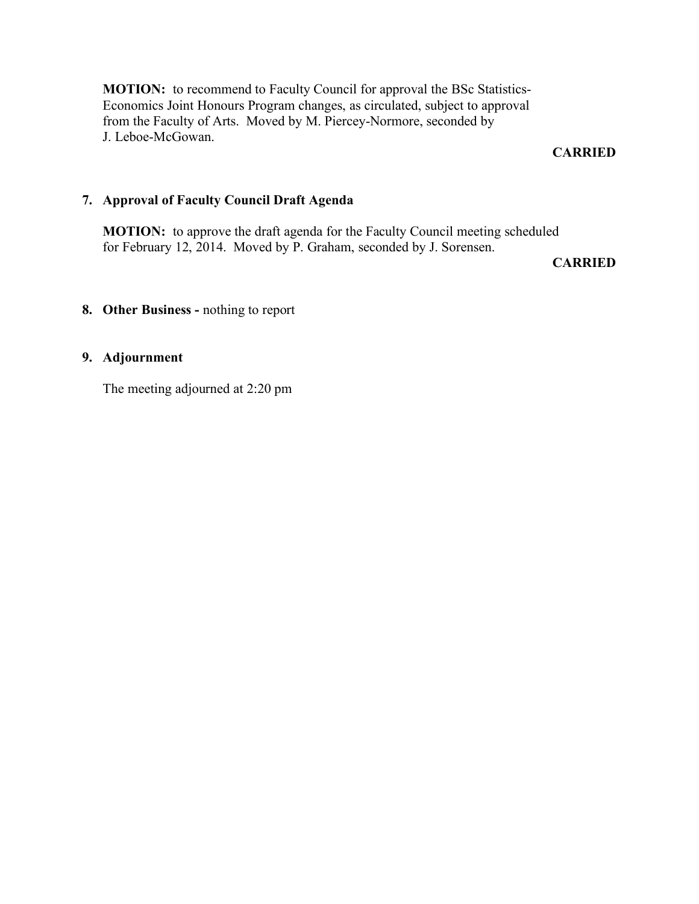**MOTION:** to recommend to Faculty Council for approval the BSc Statistics-Economics Joint Honours Program changes, as circulated, subject to approval from the Faculty of Arts. Moved by M. Piercey-Normore, seconded by J. Leboe-McGowan.

**CARRIED**

**7. Approval of Faculty Council Draft Agenda**

**MOTION:** to approve the draft agenda for the Faculty Council meeting scheduled for February 12, 2014. Moved by P. Graham, seconded by J. Sorensen.

**CARRIED**

**8. Other Business -** nothing to report

**9. Adjournment**

The meeting adjourned at 2:20 pm